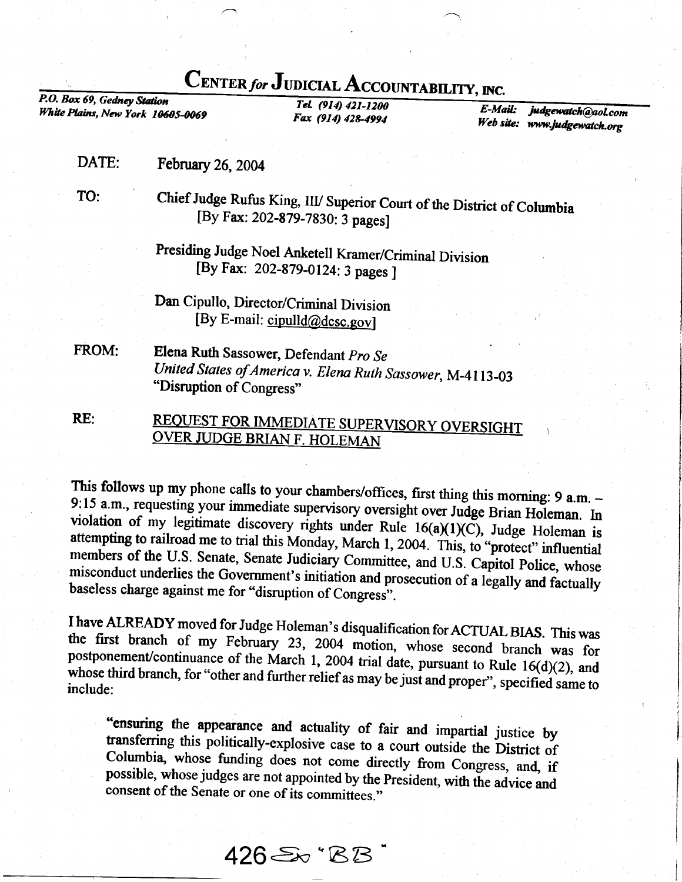# CENTER *for* JUDICIAL ACCOUNTABILITY, INC.

*P.O. Box 69, Gedney Station*
*White Plains, New York 10605-0069*

*Tel. (914) 421-1200*
*Fax (914) 428-4994*

*E-Mail: judgewatch@aol.com*
*Web site: www.judgewatch.org*

DATE: February 26, 2004

TO: Chief Judge Rufus King, III/ Superior Court of the District of Columbia
[By Fax: 202-879-7830: 3 pages]

Presiding Judge Noel Anketell Kramer/Criminal Division
[By Fax: 202-879-0124: 3 pages ]

Dan Cipullo, Director/Criminal Division
[By E-mail: cipulld@dcsc.gov]

FROM: Elena Ruth Sassower, Defendant *Pro Se*
*United States of America v. Elena Ruth Sassower*, M-4113-03
"Disruption of Congress"

RE: <u>REQUEST FOR IMMEDIATE SUPERVISORY OVERSIGHT OVER JUDGE BRIAN F. HOLEMAN</u>

This follows up my phone calls to your chambers/offices, first thing this morning: 9 a.m. – 9:15 a.m., requesting your immediate supervisory oversight over Judge Brian Holeman. In violation of my legitimate discovery rights under Rule 16(a)(1)(C), Judge Holeman is attempting to railroad me to trial this Monday, March 1, 2004. This, to "protect" influential members of the U.S. Senate, Senate Judiciary Committee, and U.S. Capitol Police, whose misconduct underlies the Government's initiation and prosecution of a legally and factually baseless charge against me for "disruption of Congress".

I have ALREADY moved for Judge Holeman's disqualification for ACTUAL BIAS. This was the first branch of my February 23, 2004 motion, whose second branch was for postponement/continuance of the March 1, 2004 trial date, pursuant to Rule 16(d)(2), and whose third branch, for "other and further relief as may be just and proper", specified same to include:

> "ensuring the appearance and actuality of fair and impartial justice by transferring this politically-explosive case to a court outside the District of Columbia, whose funding does not come directly from Congress, and, if possible, whose judges are not appointed by the President, with the advice and consent of the Senate or one of its committees."

426 Sr "BB"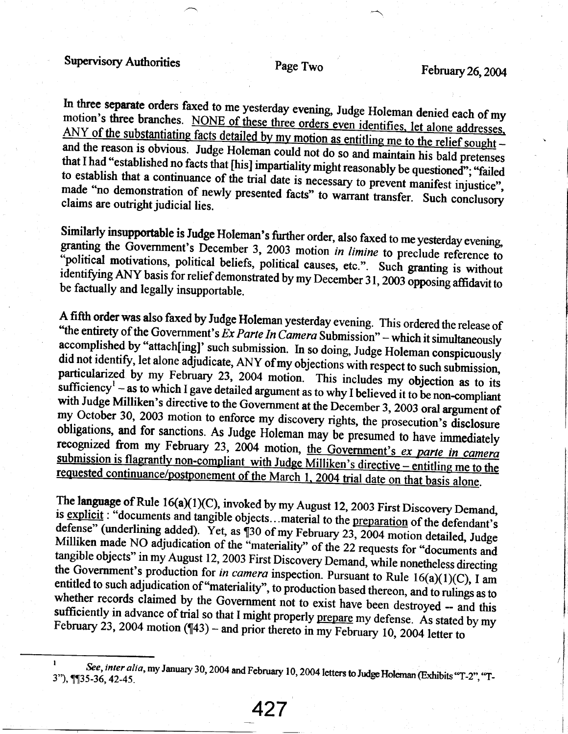In three separate orders faxed to me yesterday evening, Judge Holeman denied each of my motion's three branches. <u>NONE of these three orders even identifies, let alone addresses, ANY of the substantiating facts detailed by my motion as entitling me to the relief sought</u> – and the reason is obvious. Judge Holeman could not do so and maintain his bald pretenses that I had "established no facts that [his] impartiality might reasonably be questioned"; "failed to establish that a continuance of the trial date is necessary to prevent manifest injustice", made "no demonstration of newly presented facts" to warrant transfer. Such conclusory claims are outright judicial lies.

Similarly insupportable is Judge Holeman's further order, also faxed to me yesterday evening, granting the Government's December 3, 2003 motion *in limine* to preclude reference to "political motivations, political beliefs, political causes, etc.". Such granting is without identifying ANY basis for relief demonstrated by my December 31, 2003 opposing affidavit to be factually and legally insupportable.

A fifth order was also faxed by Judge Holeman yesterday evening. This ordered the release of "the entirety of the Government's *Ex Parte In Camera* Submission" – which it simultaneously accomplished by "attach[ing]' such submission. In so doing, Judge Holeman conspicuously did not identify, let alone adjudicate, ANY of my objections with respect to such submission, particularized by my February 23, 2004 motion. This includes my objection as to its sufficiency[1] – as to which I gave detailed argument as to why I believed it to be non-compliant with Judge Milliken's directive to the Government at the December 3, 2003 oral argument of my October 30, 2003 motion to enforce my discovery rights, the prosecution's disclosure obligations, and for sanctions. As Judge Holeman may be presumed to have immediately recognized from my February 23, 2004 motion, <u>the Government's *ex parte in camera* submission is flagrantly non-compliant with Judge Milliken's directive – entitling me to the requested continuance/postponement of the March 1, 2004 trial date on that basis alone.</u>

The language of Rule 16(a)(1)(C), invoked by my August 12, 2003 First Discovery Demand, is <u>explicit</u> : "documents and tangible objects…material to the <u>preparation</u> of the defendant's defense" (underlining added). Yet, as ¶30 of my February 23, 2004 motion detailed, Judge Milliken made NO adjudication of the "materiality" of the 22 requests for "documents and tangible objects" in my August 12, 2003 First Discovery Demand, while nonetheless directing the Government's production for *in camera* inspection. Pursuant to Rule 16(a)(1)(C), I am entitled to such adjudication of "materiality", to production based thereon, and to rulings as to whether records claimed by the Government not to exist have been destroyed -- and this sufficiently in advance of trial so that I might properly <u>prepare</u> my defense. As stated by my February 23, 2004 motion (¶43) – and prior thereto in my February 10, 2004 letter to

---

[1] *See, inter alia*, my January 30, 2004 and February 10, 2004 letters to Judge Holeman (Exhibits "T-2", "T-3"), ¶¶35-36, 42-45.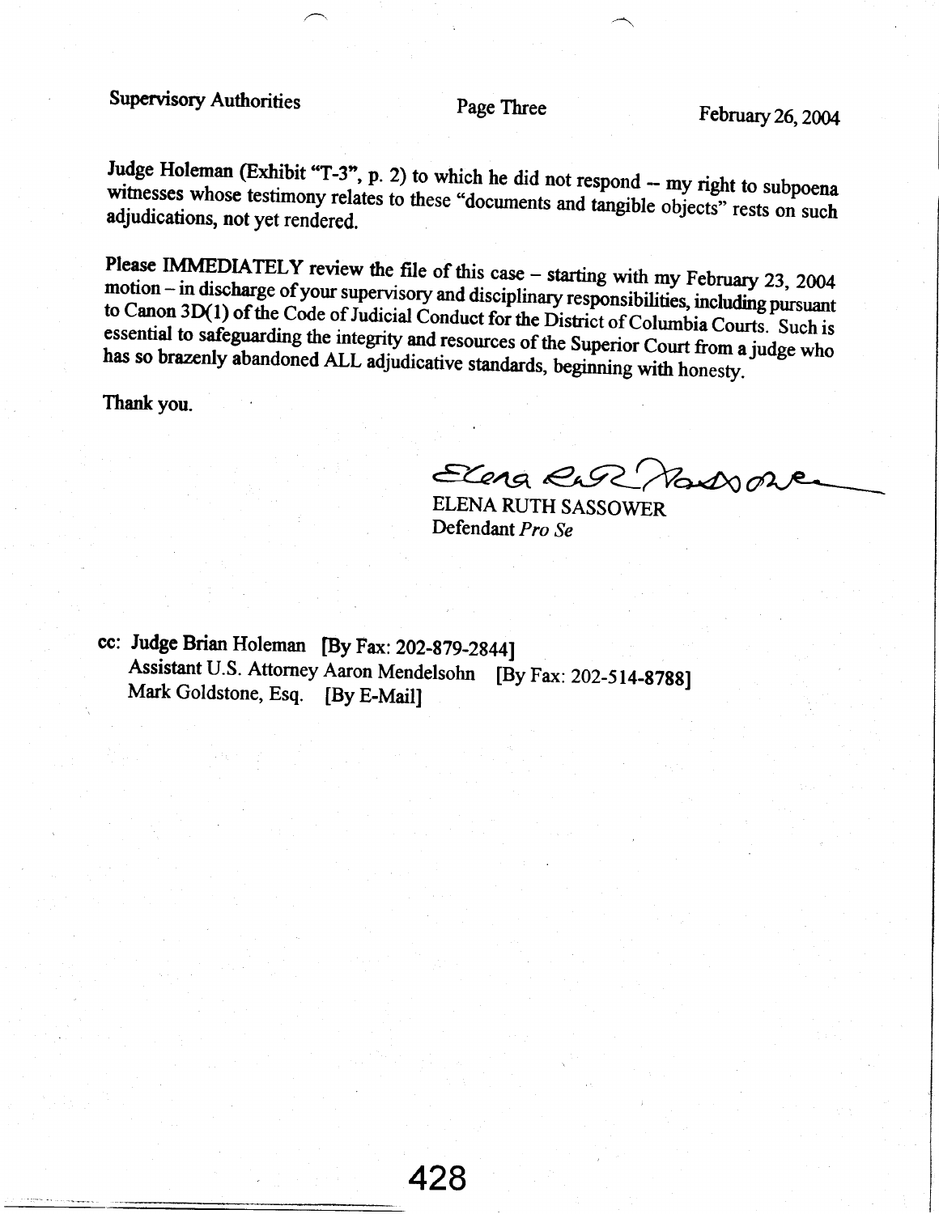Judge Holeman (Exhibit "T-3", p. 2) to which he did not respond -- my right to subpoena witnesses whose testimony relates to these "documents and tangible objects" rests on such adjudications, not yet rendered.

Please IMMEDIATELY review the file of this case – starting with my February 23, 2004 motion – in discharge of your supervisory and disciplinary responsibilities, including pursuant to Canon 3D(1) of the Code of Judicial Conduct for the District of Columbia Courts. Such is essential to safeguarding the integrity and resources of the Superior Court from a judge who has so brazenly abandoned ALL adjudicative standards, beginning with honesty.

Thank you.

ELENA RUTH SASSOWER
Defendant *Pro Se*

cc: Judge Brian Holeman [By Fax: 202-879-2844]
Assistant U.S. Attorney Aaron Mendelsohn [By Fax: 202-514-8788]
Mark Goldstone, Esq. [By E-Mail]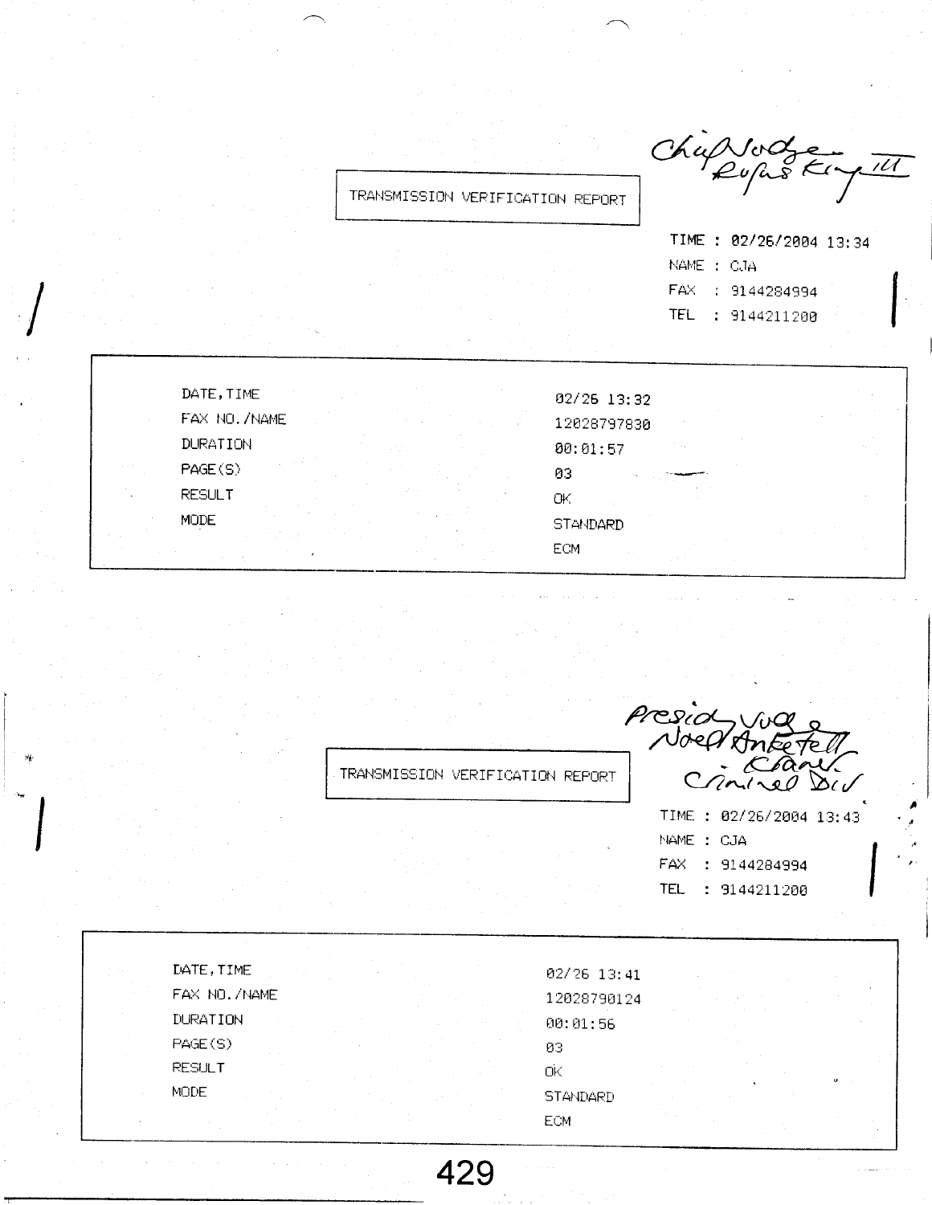Chief Judge Rufus King III

TRANSMISSION VERIFICATION REPORT

TIME : 02/26/2004 13:34
NAME : CJA
FAX : 9144284994
TEL : 9144211200

| | |
|---|---|
| DATE,TIME | 02/26 13:32 |
| FAX NO./NAME | 12028797830 |
| DURATION | 00:01:57 |
| PAGE(S) | 03 |
| RESULT | OK |
| MODE | STANDARD ECM |

Presiding Judge Noel Anketell Kramer Criminal Div

TRANSMISSION VERIFICATION REPORT

TIME : 02/26/2004 13:43
NAME : CJA
FAX : 9144284994
TEL : 9144211200

| | |
|---|---|
| DATE,TIME | 02/26 13:41 |
| FAX NO./NAME | 12028790124 |
| DURATION | 00:01:56 |
| PAGE(S) | 03 |
| RESULT | OK |
| MODE | STANDARD ECM |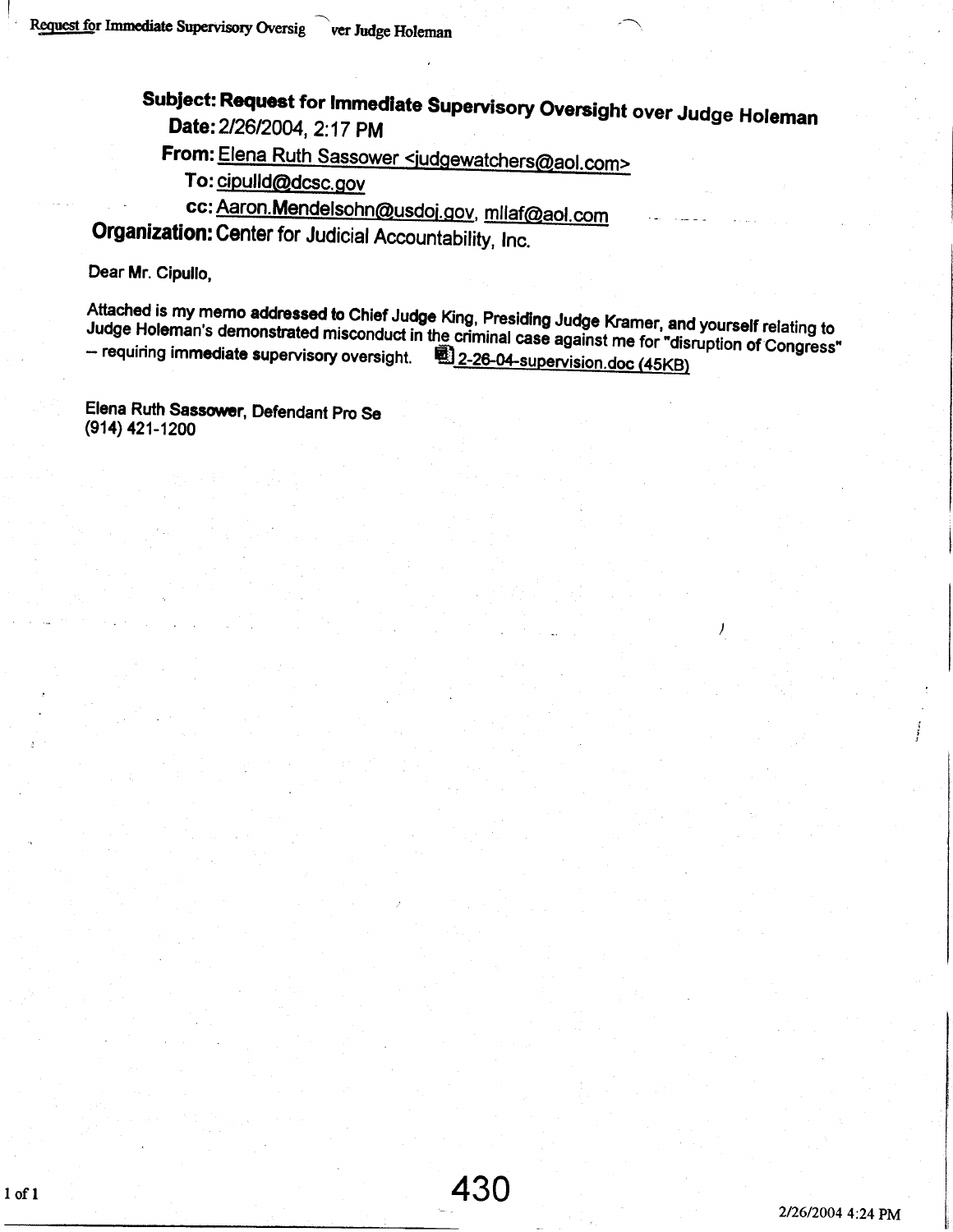**Subject:** Request for Immediate Supervisory Oversight over Judge Holeman
**Date:** 2/26/2004, 2:17 PM
**From:** Elena Ruth Sassower <judgewatchers@aol.com>
**To:** cipulld@dcsc.gov
**cc:** Aaron.Mendelsohn@usdoj.gov, mllaf@aol.com
**Organization:** Center for Judicial Accountability, Inc.

Dear Mr. Cipullo,

Attached is my memo addressed to Chief Judge King, Presiding Judge Kramer, and yourself relating to Judge Holeman's demonstrated misconduct in the criminal case against me for "disruption of Congress" – requiring immediate supervisory oversight. 2-26-04-supervision.doc (45KB)

Elena Ruth Sassower, Defendant Pro Se
(914) 421-1200